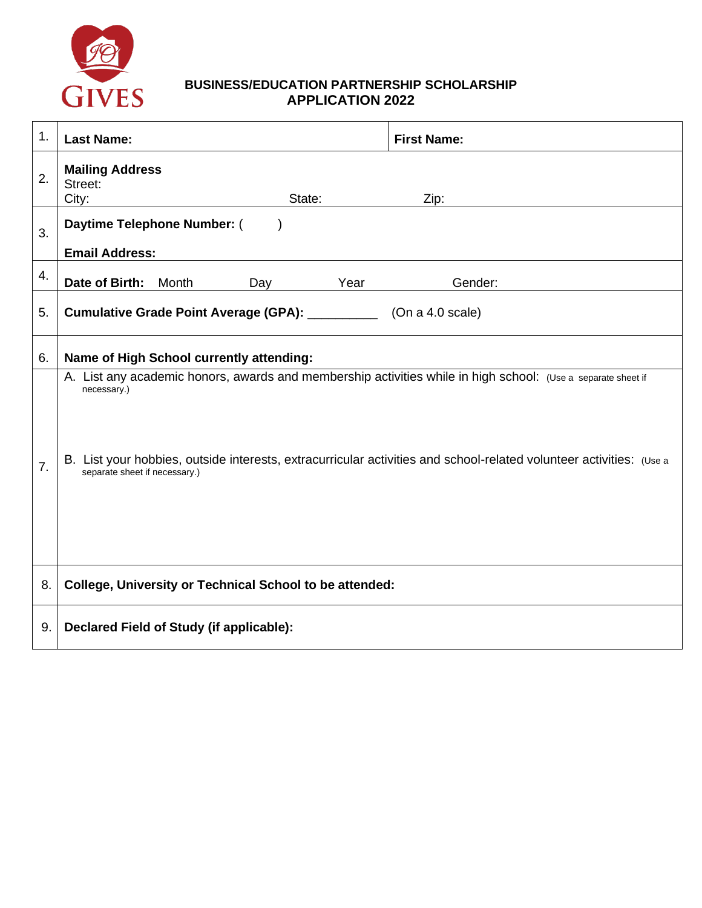JO GIVES

# BUSINESS/EDUCATION PARTNERSHIP SCHOLARSHIP APPLICATION 2022

| | | |
|---|---|---|
| 1. | **Last Name:** | **First Name:** |
| 2. | **Mailing Address**<br>Street:<br>City: State: Zip: | |
| 3. | **Daytime Telephone Number:** ( )<br><br>**Email Address:** | |
| 4. | **Date of Birth:** Month Day Year Gender: | |
| 5. | **Cumulative Grade Point Average (GPA):** __________ (On a 4.0 scale) | |
| 6. | **Name of High School currently attending:** | |
| 7. | A. List any academic honors, awards and membership activities while in high school: (Use a separate sheet if necessary.)<br><br>B. List your hobbies, outside interests, extracurricular activities and school-related volunteer activities: (Use a separate sheet if necessary.) | |
| 8. | **College, University or Technical School to be attended:** | |
| 9. | **Declared Field of Study (if applicable):** | |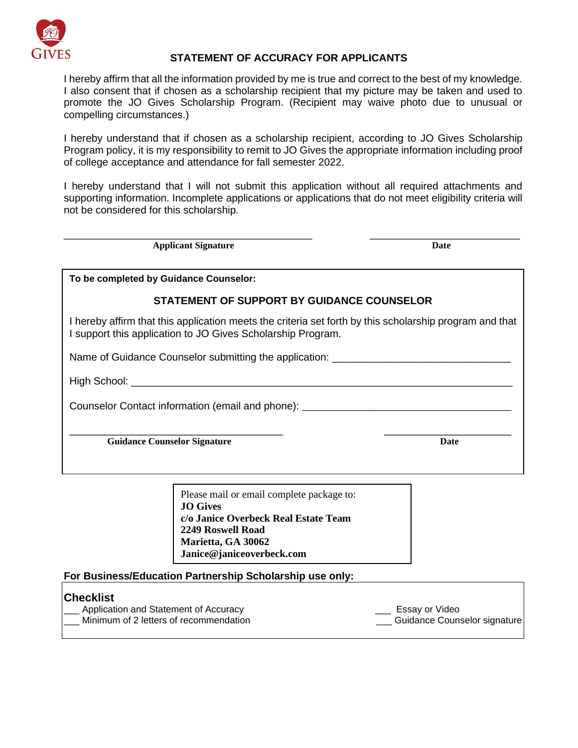## STATEMENT OF ACCURACY FOR APPLICANTS

I hereby affirm that all the information provided by me is true and correct to the best of my knowledge. I also consent that if chosen as a scholarship recipient that my picture may be taken and used to promote the JO Gives Scholarship Program. (Recipient may waive photo due to unusual or compelling circumstances.)

I hereby understand that if chosen as a scholarship recipient, according to JO Gives Scholarship Program policy, it is my responsibility to remit to JO Gives the appropriate information including proof of college acceptance and attendance for fall semester 2022.

I hereby understand that I will not submit this application without all required attachments and supporting information. Incomplete applications or applications that do not meet eligibility criteria will not be considered for this scholarship.

_______________________________________________ _____________________________

**Applicant Signature** **Date**

**To be completed by Guidance Counselor:**

### STATEMENT OF SUPPORT BY GUIDANCE COUNSELOR

I hereby affirm that this application meets the criteria set forth by this scholarship program and that I support this application to JO Gives Scholarship Program.

Name of Guidance Counselor submitting the application: _______________________________

High School: ________________________________________________________________

Counselor Contact information (email and phone): ____________________________________

________________________________________ ________________________

**Guidance Counselor Signature** **Date**

Please mail or email complete package to:
**JO Gives**
**c/o Janice Overbeck Real Estate Team**
**2249 Roswell Road**
**Marietta, GA 30062**
**Janice@janiceoverbeck.com**

**For Business/Education Partnership Scholarship use only:**

### Checklist

___ Application and Statement of Accuracy
___ Minimum of 2 letters of recommendation
___ Essay or Video
___ Guidance Counselor signature